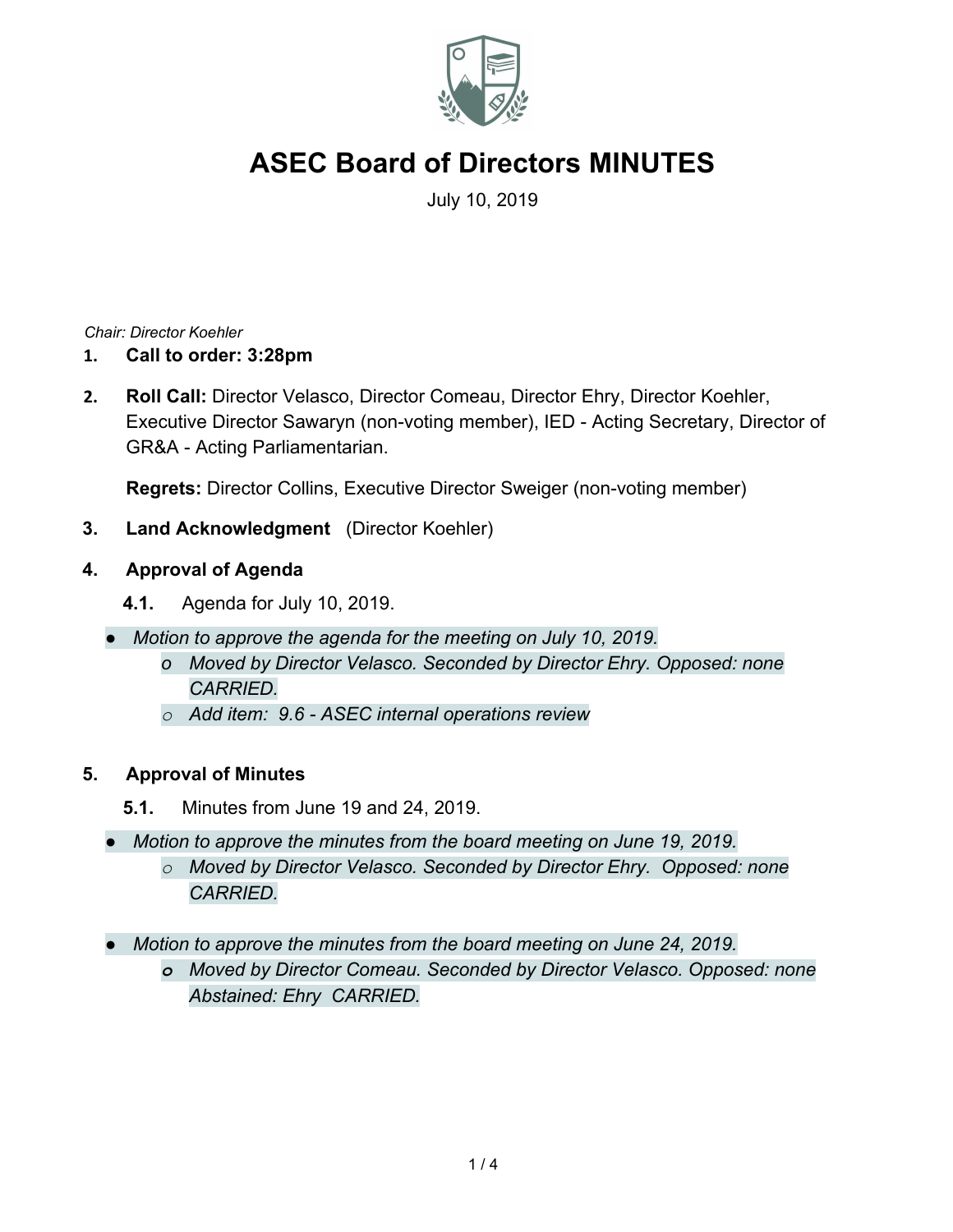# ASEC Board of Directors MINUTES

July 10, 2019

*Chair: Director Koehler*

1. **Call to order: 3:28pm**

2. **Roll Call:** Director Velasco, Director Comeau, Director Ehry, Director Koehler, Executive Director Sawaryn (non-voting member), IED - Acting Secretary, Director of GR&A - Acting Parliamentarian.

   **Regrets:** Director Collins, Executive Director Sweiger (non-voting member)

3. **Land Acknowledgment** (Director Koehler)

4. **Approval of Agenda**

   **4.1.** Agenda for July 10, 2019.

- *Motion to approve the agenda for the meeting on July 10, 2019.*
  - *Moved by Director Velasco. Seconded by Director Ehry. Opposed: none CARRIED.*
  - *Add item: 9.6 - ASEC internal operations review*

5. **Approval of Minutes**

   **5.1.** Minutes from June 19 and 24, 2019.

- *Motion to approve the minutes from the board meeting on June 19, 2019.*
  - *Moved by Director Velasco. Seconded by Director Ehry. Opposed: none CARRIED.*

- *Motion to approve the minutes from the board meeting on June 24, 2019.*
  - *Moved by Director Comeau. Seconded by Director Velasco. Opposed: none Abstained: Ehry CARRIED.*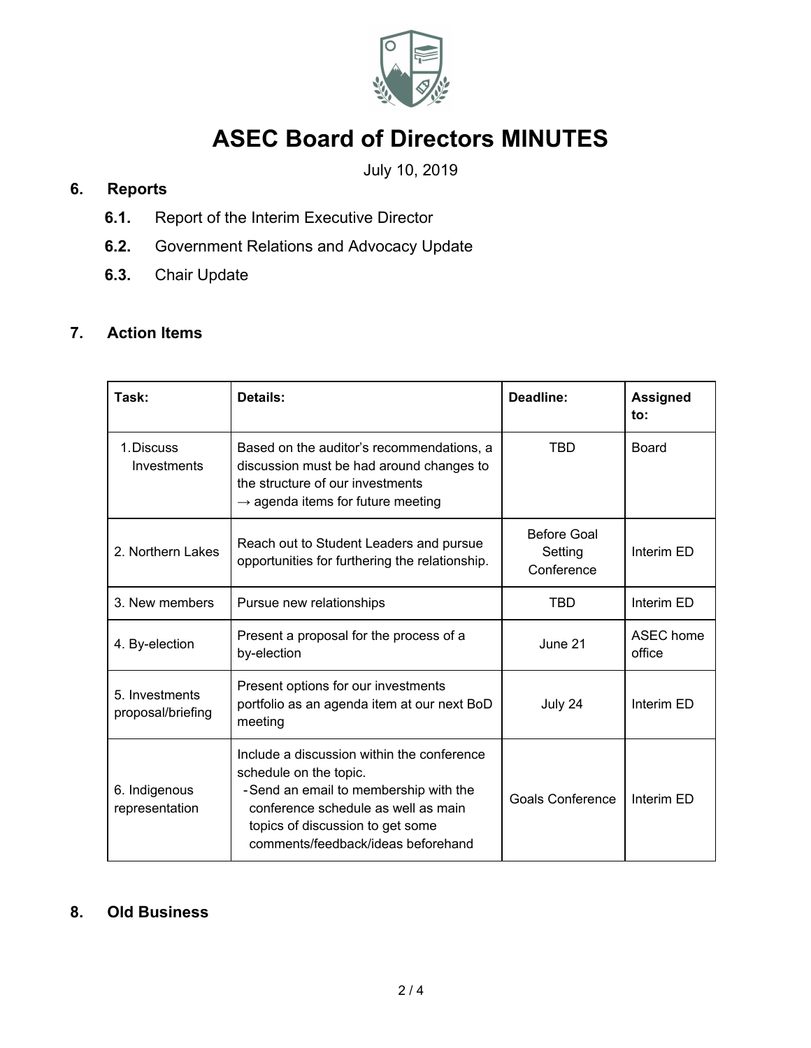# ASEC Board of Directors MINUTES

July 10, 2019

## 6. Reports

**6.1.** Report of the Interim Executive Director

**6.2.** Government Relations and Advocacy Update

**6.3.** Chair Update

## 7. Action Items

| Task: | Details: | Deadline: | Assigned to: |
|---|---|---|---|
| 1. Discuss Investments | Based on the auditor's recommendations, a discussion must be had around changes to the structure of our investments → agenda items for future meeting | TBD | Board |
| 2. Northern Lakes | Reach out to Student Leaders and pursue opportunities for furthering the relationship. | Before Goal Setting Conference | Interim ED |
| 3. New members | Pursue new relationships | TBD | Interim ED |
| 4. By-election | Present a proposal for the process of a by-election | June 21 | ASEC home office |
| 5. Investments proposal/briefing | Present options for our investments portfolio as an agenda item at our next BoD meeting | July 24 | Interim ED |
| 6. Indigenous representation | Include a discussion within the conference schedule on the topic. - Send an email to membership with the conference schedule as well as main topics of discussion to get some comments/feedback/ideas beforehand | Goals Conference | Interim ED |

## 8. Old Business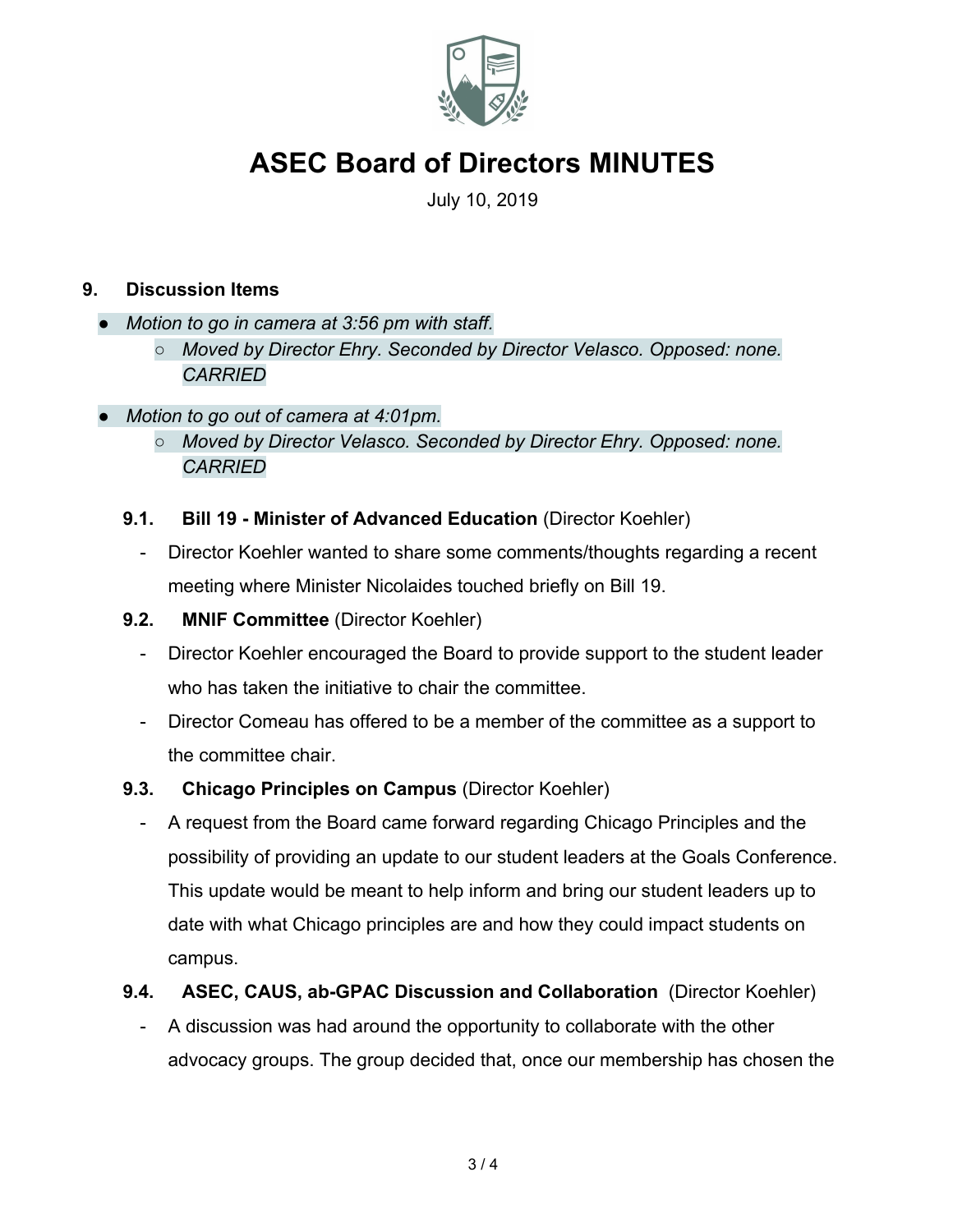# ASEC Board of Directors MINUTES

July 10, 2019

**9. Discussion Items**

- *Motion to go in camera at 3:56 pm with staff.*
    - *Moved by Director Ehry. Seconded by Director Velasco. Opposed: none. CARRIED*
- *Motion to go out of camera at 4:01pm.*
    - *Moved by Director Velasco. Seconded by Director Ehry. Opposed: none. CARRIED*

**9.1. Bill 19 - Minister of Advanced Education** (Director Koehler)

- Director Koehler wanted to share some comments/thoughts regarding a recent meeting where Minister Nicolaides touched briefly on Bill 19.

**9.2. MNIF Committee** (Director Koehler)

- Director Koehler encouraged the Board to provide support to the student leader who has taken the initiative to chair the committee.
- Director Comeau has offered to be a member of the committee as a support to the committee chair.

**9.3. Chicago Principles on Campus** (Director Koehler)

- A request from the Board came forward regarding Chicago Principles and the possibility of providing an update to our student leaders at the Goals Conference. This update would be meant to help inform and bring our student leaders up to date with what Chicago principles are and how they could impact students on campus.

**9.4. ASEC, CAUS, ab-GPAC Discussion and Collaboration** (Director Koehler)

- A discussion was had around the opportunity to collaborate with the other advocacy groups. The group decided that, once our membership has chosen the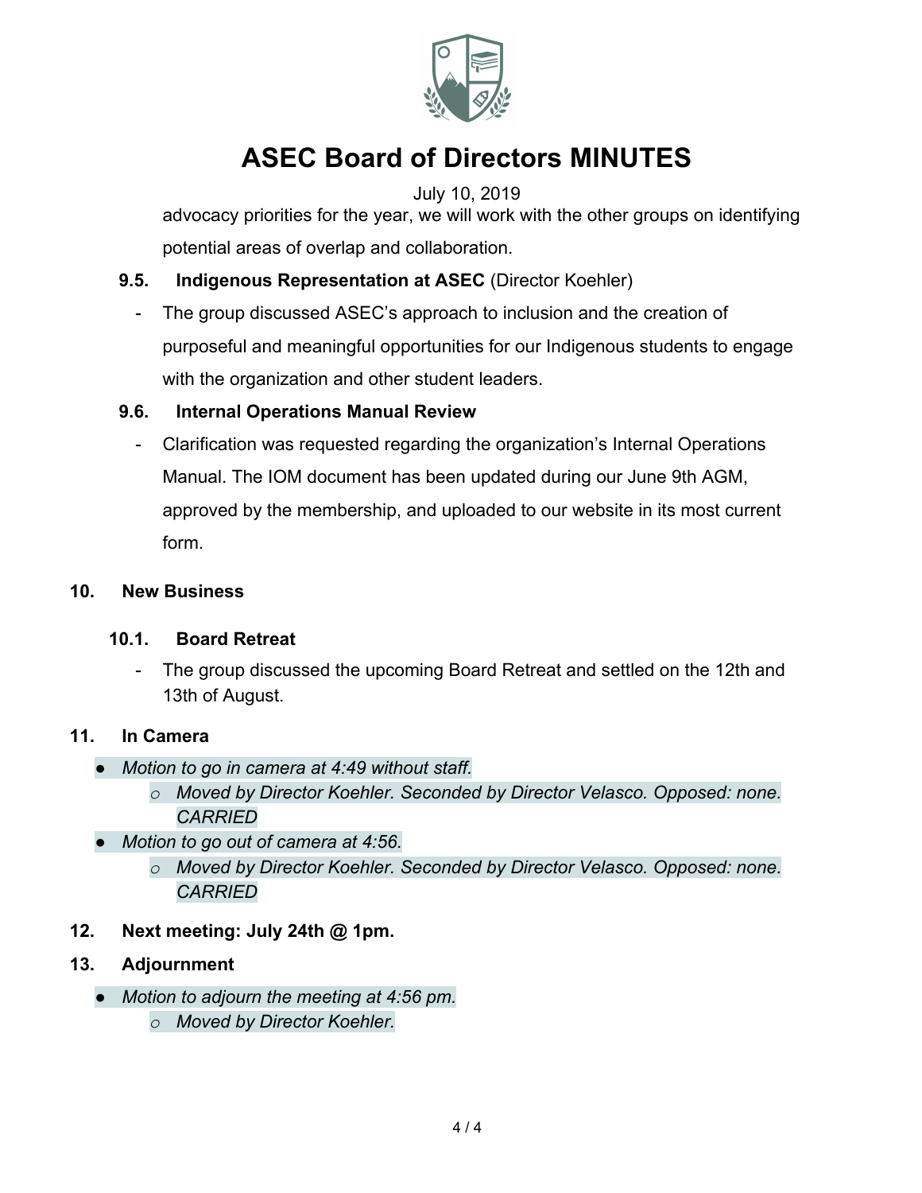# ASEC Board of Directors MINUTES

July 10, 2019

advocacy priorities for the year, we will work with the other groups on identifying potential areas of overlap and collaboration.

### 9.5. Indigenous Representation at ASEC (Director Koehler)

- The group discussed ASEC's approach to inclusion and the creation of purposeful and meaningful opportunities for our Indigenous students to engage with the organization and other student leaders.

### 9.6. Internal Operations Manual Review

- Clarification was requested regarding the organization's Internal Operations Manual. The IOM document has been updated during our June 9th AGM, approved by the membership, and uploaded to our website in its most current form.

## 10. New Business

### 10.1. Board Retreat

- The group discussed the upcoming Board Retreat and settled on the 12th and 13th of August.

## 11. In Camera

- *Motion to go in camera at 4:49 without staff.*
  - *Moved by Director Koehler. Seconded by Director Velasco. Opposed: none. CARRIED*
- *Motion to go out of camera at 4:56.*
  - *Moved by Director Koehler. Seconded by Director Velasco. Opposed: none. CARRIED*

## 12. Next meeting: July 24th @ 1pm.

## 13. Adjournment

- *Motion to adjourn the meeting at 4:56 pm.*
  - *Moved by Director Koehler.*